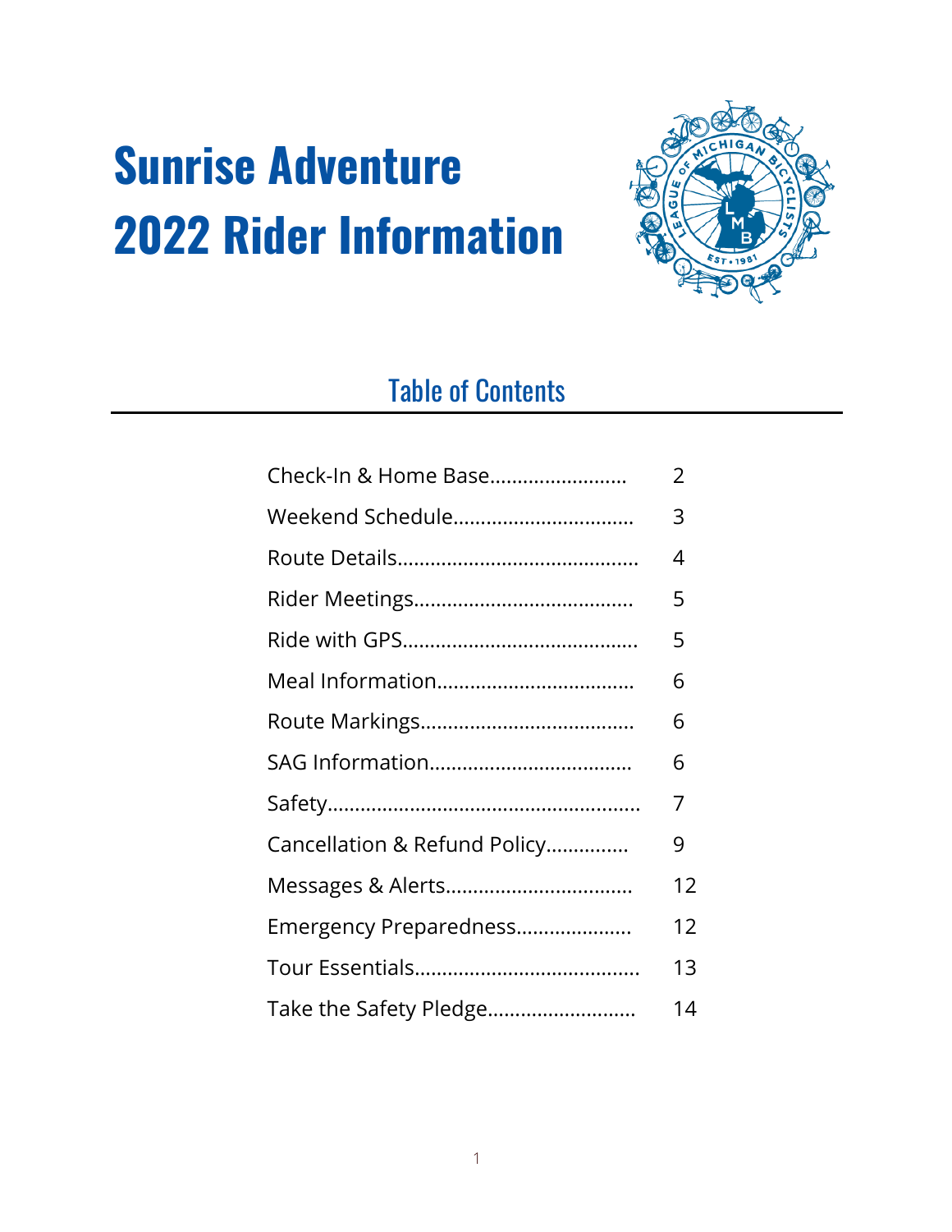# Sunrise Adventure 2022 Rider Information

## Table of Contents

| Section | Page |
|---|---|
| Check-In & Home Base | 2 |
| Weekend Schedule | 3 |
| Route Details | 4 |
| Rider Meetings | 5 |
| Ride with GPS | 5 |
| Meal Information | 6 |
| Route Markings | 6 |
| SAG Information | 6 |
| Safety | 7 |
| Cancellation & Refund Policy | 9 |
| Messages & Alerts | 12 |
| Emergency Preparedness | 12 |
| Tour Essentials | 13 |
| Take the Safety Pledge | 14 |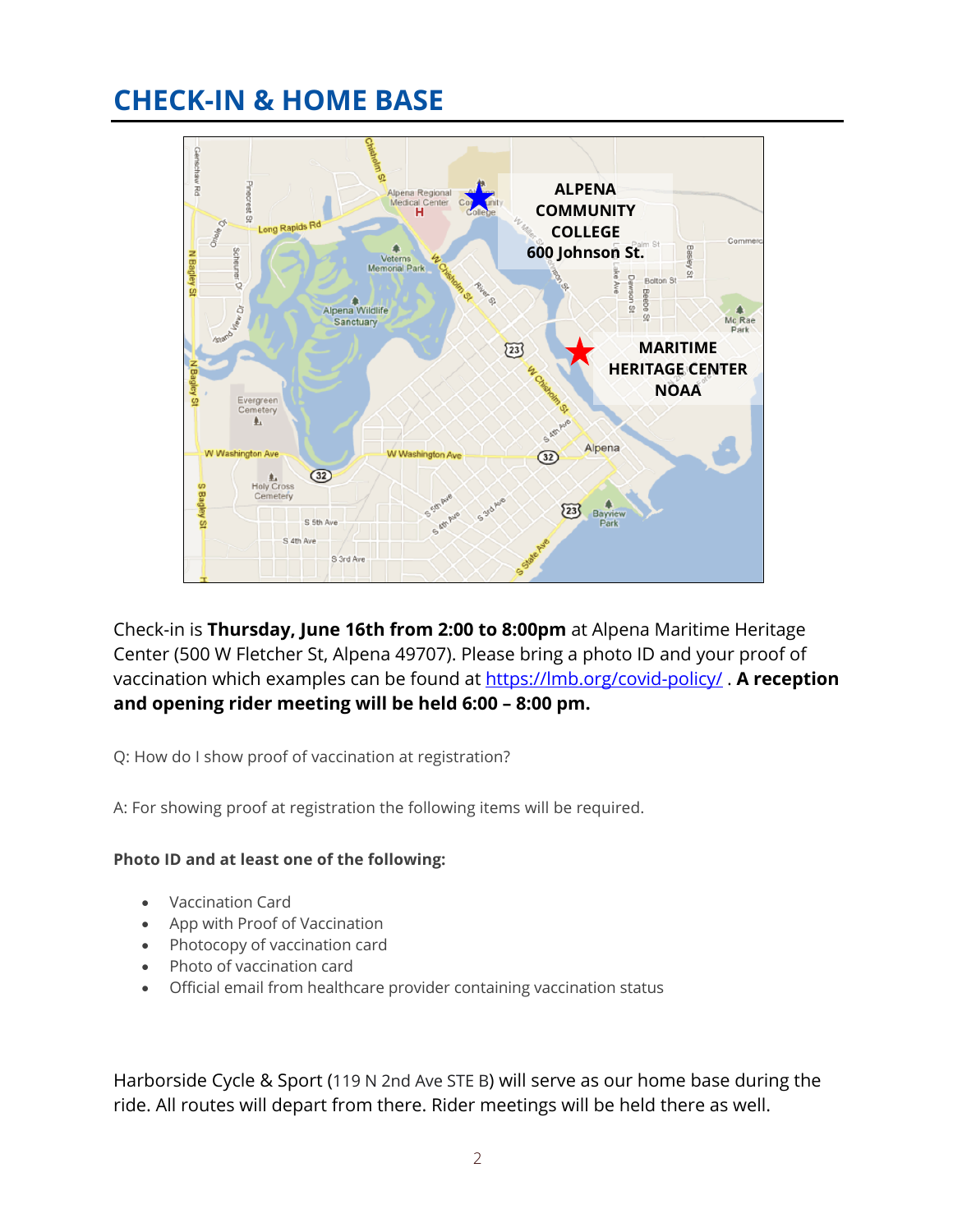# CHECK-IN & HOME BASE

Check-in is **Thursday, June 16th from 2:00 to 8:00pm** at Alpena Maritime Heritage Center (500 W Fletcher St, Alpena 49707). Please bring a photo ID and your proof of vaccination which examples can be found at [https://lmb.org/covid-policy/](https://lmb.org/covid-policy/) . **A reception and opening rider meeting will be held 6:00 – 8:00 pm.**

Q: How do I show proof of vaccination at registration?

A: For showing proof at registration the following items will be required.

**Photo ID and at least one of the following:**

- Vaccination Card
- App with Proof of Vaccination
- Photocopy of vaccination card
- Photo of vaccination card
- Official email from healthcare provider containing vaccination status

Harborside Cycle & Sport (119 N 2nd Ave STE B) will serve as our home base during the ride. All routes will depart from there. Rider meetings will be held there as well.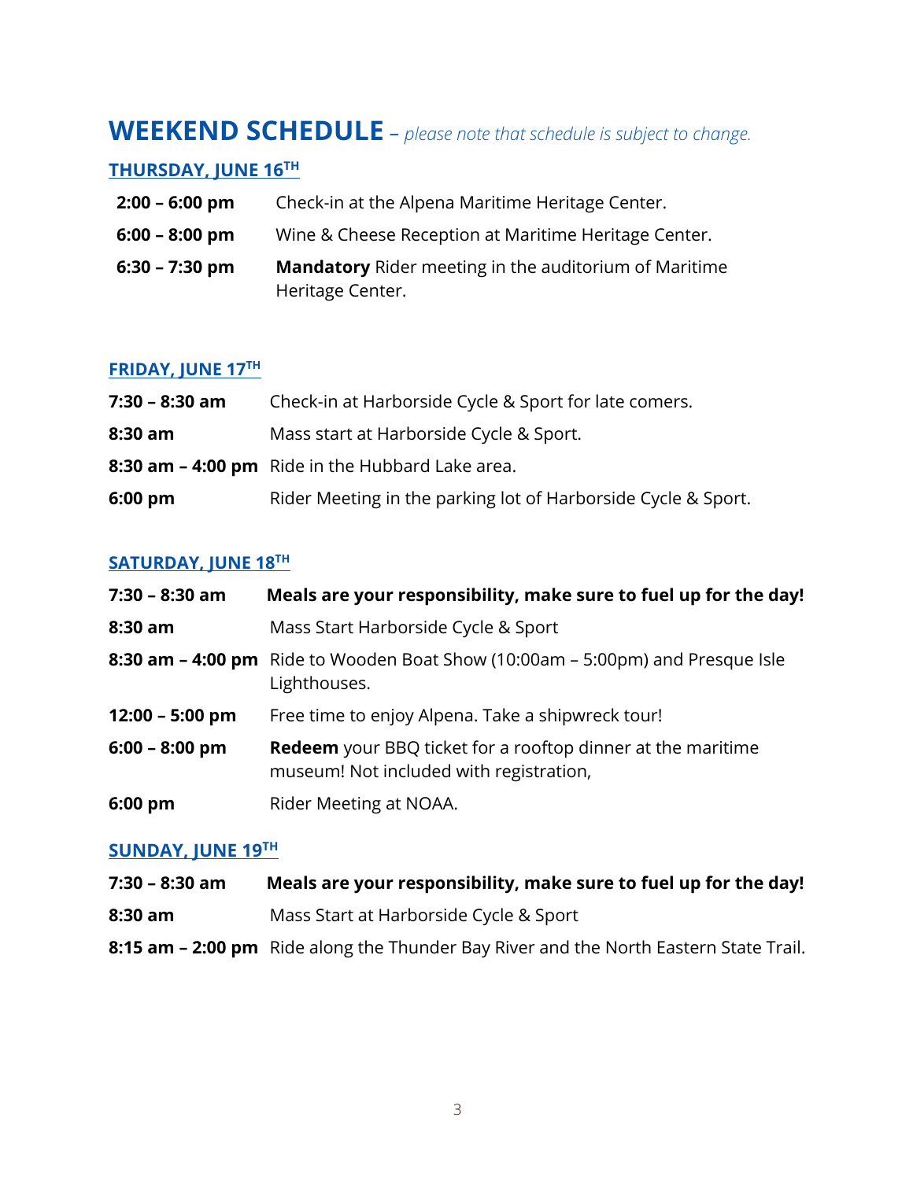# WEEKEND SCHEDULE – *please note that schedule is subject to change.*

## THURSDAY, JUNE 16TH

| | |
|---|---|
| **2:00 – 6:00 pm** | Check-in at the Alpena Maritime Heritage Center. |
| **6:00 – 8:00 pm** | Wine & Cheese Reception at Maritime Heritage Center. |
| **6:30 – 7:30 pm** | **Mandatory** Rider meeting in the auditorium of Maritime Heritage Center. |

## FRIDAY, JUNE 17TH

| | |
|---|---|
| **7:30 – 8:30 am** | Check-in at Harborside Cycle & Sport for late comers. |
| **8:30 am** | Mass start at Harborside Cycle & Sport. |
| **8:30 am – 4:00 pm** | Ride in the Hubbard Lake area. |
| **6:00 pm** | Rider Meeting in the parking lot of Harborside Cycle & Sport. |

## SATURDAY, JUNE 18TH

| | |
|---|---|
| **7:30 – 8:30 am** | **Meals are your responsibility, make sure to fuel up for the day!** |
| **8:30 am** | Mass Start Harborside Cycle & Sport |
| **8:30 am – 4:00 pm** | Ride to Wooden Boat Show (10:00am – 5:00pm) and Presque Isle Lighthouses. |
| **12:00 – 5:00 pm** | Free time to enjoy Alpena. Take a shipwreck tour! |
| **6:00 – 8:00 pm** | **Redeem** your BBQ ticket for a rooftop dinner at the maritime museum! Not included with registration, |
| **6:00 pm** | Rider Meeting at NOAA. |

## SUNDAY, JUNE 19TH

| | |
|---|---|
| **7:30 – 8:30 am** | **Meals are your responsibility, make sure to fuel up for the day!** |
| **8:30 am** | Mass Start at Harborside Cycle & Sport |
| **8:15 am – 2:00 pm** | Ride along the Thunder Bay River and the North Eastern State Trail. |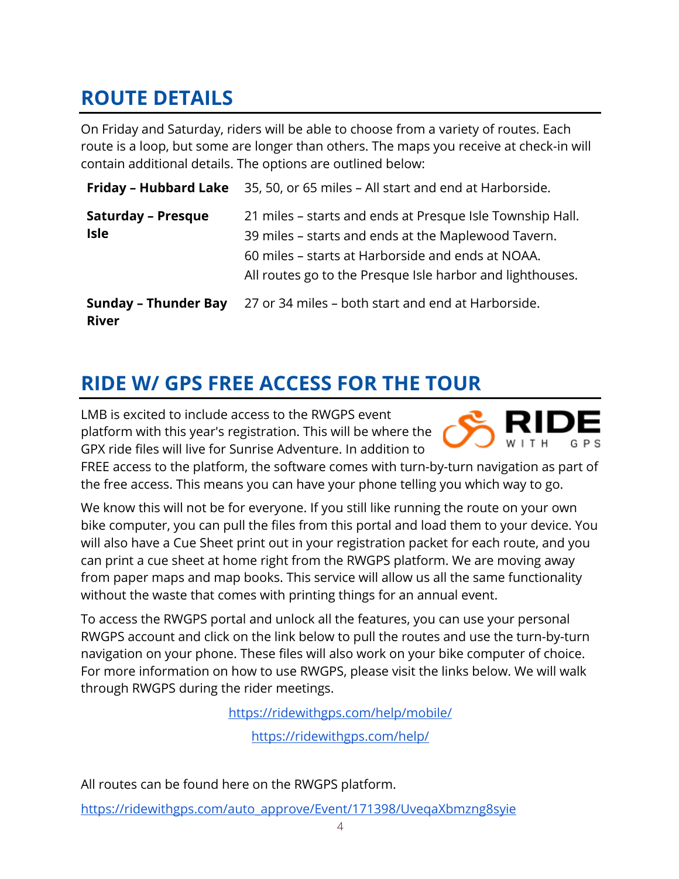## ROUTE DETAILS

On Friday and Saturday, riders will be able to choose from a variety of routes. Each route is a loop, but some are longer than others. The maps you receive at check-in will contain additional details. The options are outlined below:

| | |
|---|---|
| **Friday – Hubbard Lake** | 35, 50, or 65 miles – All start and end at Harborside. |
| **Saturday – Presque Isle** | 21 miles – starts and ends at Presque Isle Township Hall.<br>39 miles – starts and ends at the Maplewood Tavern.<br>60 miles – starts at Harborside and ends at NOAA.<br>All routes go to the Presque Isle harbor and lighthouses. |
| **Sunday – Thunder Bay River** | 27 or 34 miles – both start and end at Harborside. |

## RIDE W/ GPS FREE ACCESS FOR THE TOUR

LMB is excited to include access to the RWGPS event platform with this year's registration. This will be where the GPX ride files will live for Sunrise Adventure. In addition to FREE access to the platform, the software comes with turn-by-turn navigation as part of the free access. This means you can have your phone telling you which way to go.

We know this will not be for everyone. If you still like running the route on your own bike computer, you can pull the files from this portal and load them to your device. You will also have a Cue Sheet print out in your registration packet for each route, and you can print a cue sheet at home right from the RWGPS platform. We are moving away from paper maps and map books. This service will allow us all the same functionality without the waste that comes with printing things for an annual event.

To access the RWGPS portal and unlock all the features, you can use your personal RWGPS account and click on the link below to pull the routes and use the turn-by-turn navigation on your phone. These files will also work on your bike computer of choice. For more information on how to use RWGPS, please visit the links below. We will walk through RWGPS during the rider meetings.

https://ridewithgps.com/help/mobile/

https://ridewithgps.com/help/

All routes can be found here on the RWGPS platform.

https://ridewithgps.com/auto_approve/Event/171398/UveqaXbmzng8syie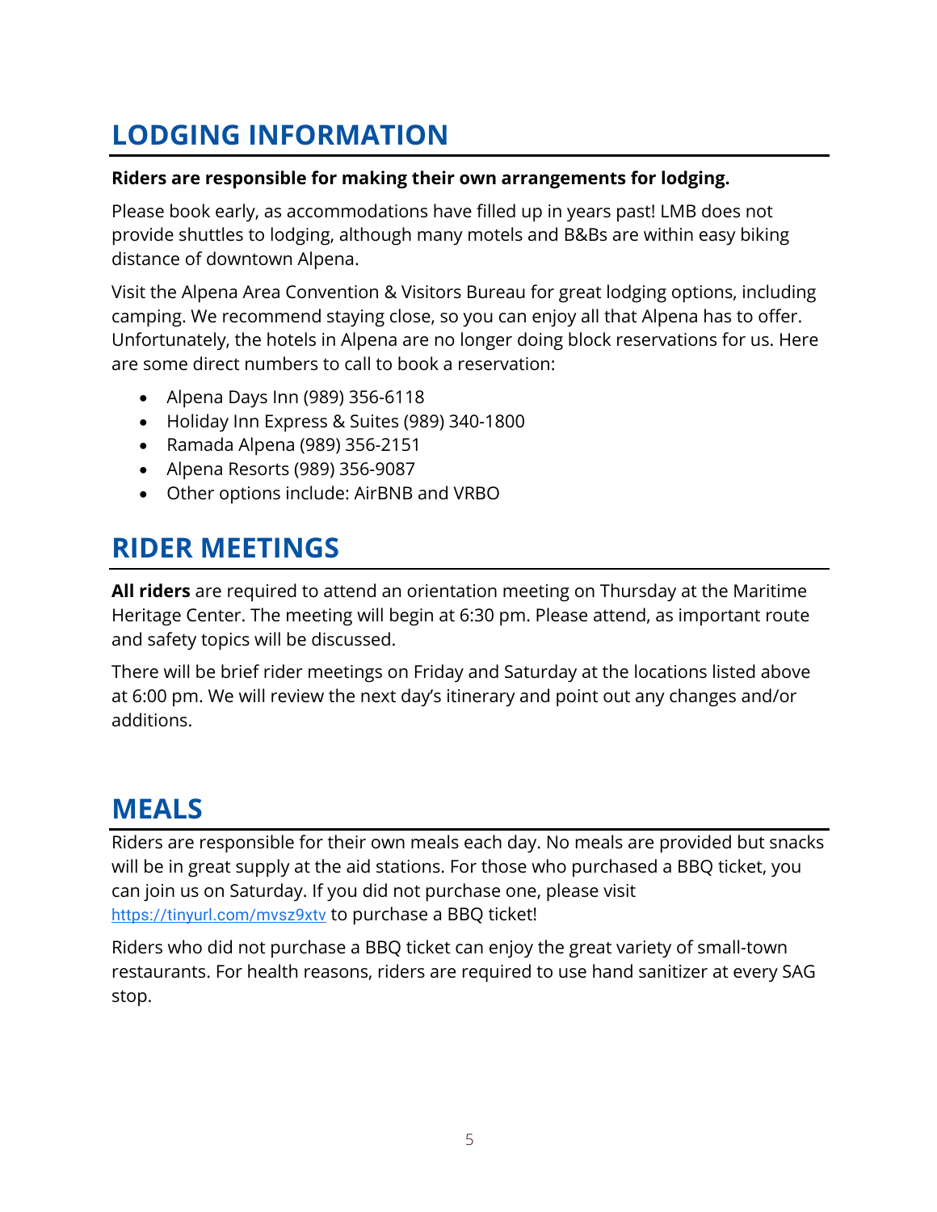## LODGING INFORMATION

**Riders are responsible for making their own arrangements for lodging.**

Please book early, as accommodations have filled up in years past! LMB does not provide shuttles to lodging, although many motels and B&Bs are within easy biking distance of downtown Alpena.

Visit the Alpena Area Convention & Visitors Bureau for great lodging options, including camping. We recommend staying close, so you can enjoy all that Alpena has to offer. Unfortunately, the hotels in Alpena are no longer doing block reservations for us. Here are some direct numbers to call to book a reservation:

- Alpena Days Inn (989) 356-6118
- Holiday Inn Express & Suites (989) 340-1800
- Ramada Alpena (989) 356-2151
- Alpena Resorts (989) 356-9087
- Other options include: AirBNB and VRBO

## RIDER MEETINGS

**All riders** are required to attend an orientation meeting on Thursday at the Maritime Heritage Center. The meeting will begin at 6:30 pm. Please attend, as important route and safety topics will be discussed.

There will be brief rider meetings on Friday and Saturday at the locations listed above at 6:00 pm. We will review the next day's itinerary and point out any changes and/or additions.

## MEALS

Riders are responsible for their own meals each day. No meals are provided but snacks will be in great supply at the aid stations. For those who purchased a BBQ ticket, you can join us on Saturday. If you did not purchase one, please visit https://tinyurl.com/mvsz9xtv to purchase a BBQ ticket!

Riders who did not purchase a BBQ ticket can enjoy the great variety of small-town restaurants. For health reasons, riders are required to use hand sanitizer at every SAG stop.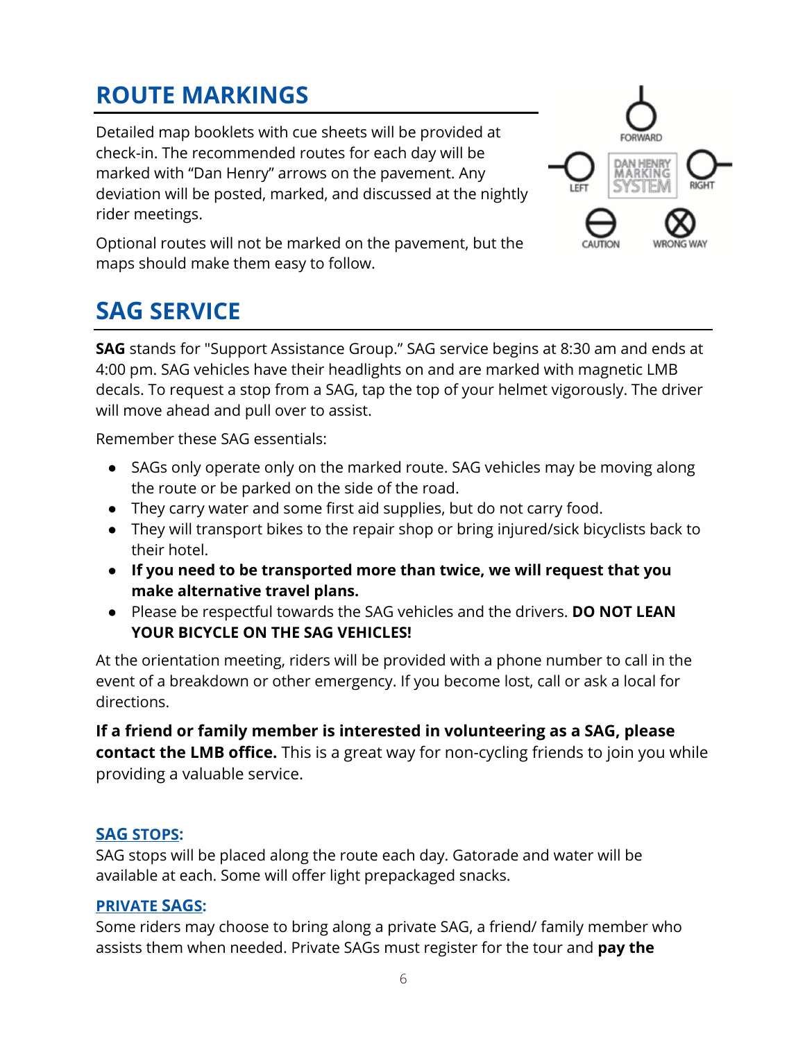## ROUTE MARKINGS

Detailed map booklets with cue sheets will be provided at check-in. The recommended routes for each day will be marked with "Dan Henry" arrows on the pavement. Any deviation will be posted, marked, and discussed at the nightly rider meetings.

Optional routes will not be marked on the pavement, but the maps should make them easy to follow.

## SAG SERVICE

**SAG** stands for "Support Assistance Group." SAG service begins at 8:30 am and ends at 4:00 pm. SAG vehicles have their headlights on and are marked with magnetic LMB decals. To request a stop from a SAG, tap the top of your helmet vigorously. The driver will move ahead and pull over to assist.

Remember these SAG essentials:

- SAGs only operate only on the marked route. SAG vehicles may be moving along the route or be parked on the side of the road.
- They carry water and some first aid supplies, but do not carry food.
- They will transport bikes to the repair shop or bring injured/sick bicyclists back to their hotel.
- **If you need to be transported more than twice, we will request that you make alternative travel plans.**
- Please be respectful towards the SAG vehicles and the drivers. **DO NOT LEAN YOUR BICYCLE ON THE SAG VEHICLES!**

At the orientation meeting, riders will be provided with a phone number to call in the event of a breakdown or other emergency. If you become lost, call or ask a local for directions.

**If a friend or family member is interested in volunteering as a SAG, please contact the LMB office.** This is a great way for non-cycling friends to join you while providing a valuable service.

### SAG STOPS:

SAG stops will be placed along the route each day. Gatorade and water will be available at each. Some will offer light prepackaged snacks.

### PRIVATE SAGS:

Some riders may choose to bring along a private SAG, a friend/ family member who assists them when needed. Private SAGs must register for the tour and **pay the**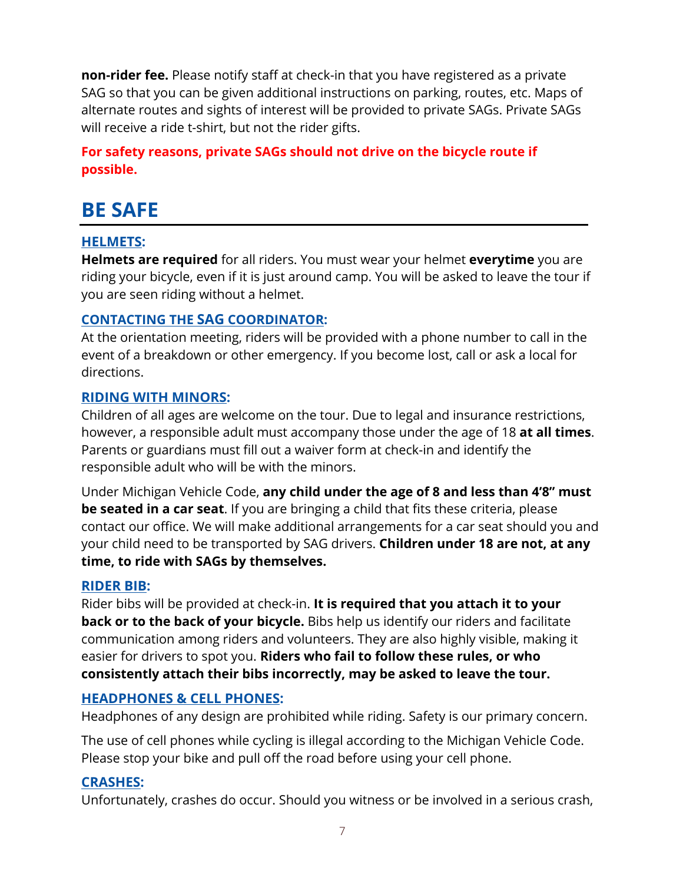**non-rider fee.** Please notify staff at check-in that you have registered as a private SAG so that you can be given additional instructions on parking, routes, etc. Maps of alternate routes and sights of interest will be provided to private SAGs. Private SAGs will receive a ride t-shirt, but not the rider gifts.

**For safety reasons, private SAGs should not drive on the bicycle route if possible.**

# BE SAFE

### HELMETS:

**Helmets are required** for all riders. You must wear your helmet **everytime** you are riding your bicycle, even if it is just around camp. You will be asked to leave the tour if you are seen riding without a helmet.

### CONTACTING THE SAG COORDINATOR:

At the orientation meeting, riders will be provided with a phone number to call in the event of a breakdown or other emergency. If you become lost, call or ask a local for directions.

### RIDING WITH MINORS:

Children of all ages are welcome on the tour. Due to legal and insurance restrictions, however, a responsible adult must accompany those under the age of 18 **at all times**. Parents or guardians must fill out a waiver form at check-in and identify the responsible adult who will be with the minors.

Under Michigan Vehicle Code, **any child under the age of 8 and less than 4'8" must be seated in a car seat**. If you are bringing a child that fits these criteria, please contact our office. We will make additional arrangements for a car seat should you and your child need to be transported by SAG drivers. **Children under 18 are not, at any time, to ride with SAGs by themselves.**

### RIDER BIB:

Rider bibs will be provided at check-in. **It is required that you attach it to your back or to the back of your bicycle.** Bibs help us identify our riders and facilitate communication among riders and volunteers. They are also highly visible, making it easier for drivers to spot you. **Riders who fail to follow these rules, or who consistently attach their bibs incorrectly, may be asked to leave the tour.**

### HEADPHONES & CELL PHONES:

Headphones of any design are prohibited while riding. Safety is our primary concern.

The use of cell phones while cycling is illegal according to the Michigan Vehicle Code. Please stop your bike and pull off the road before using your cell phone.

### CRASHES:

Unfortunately, crashes do occur. Should you witness or be involved in a serious crash,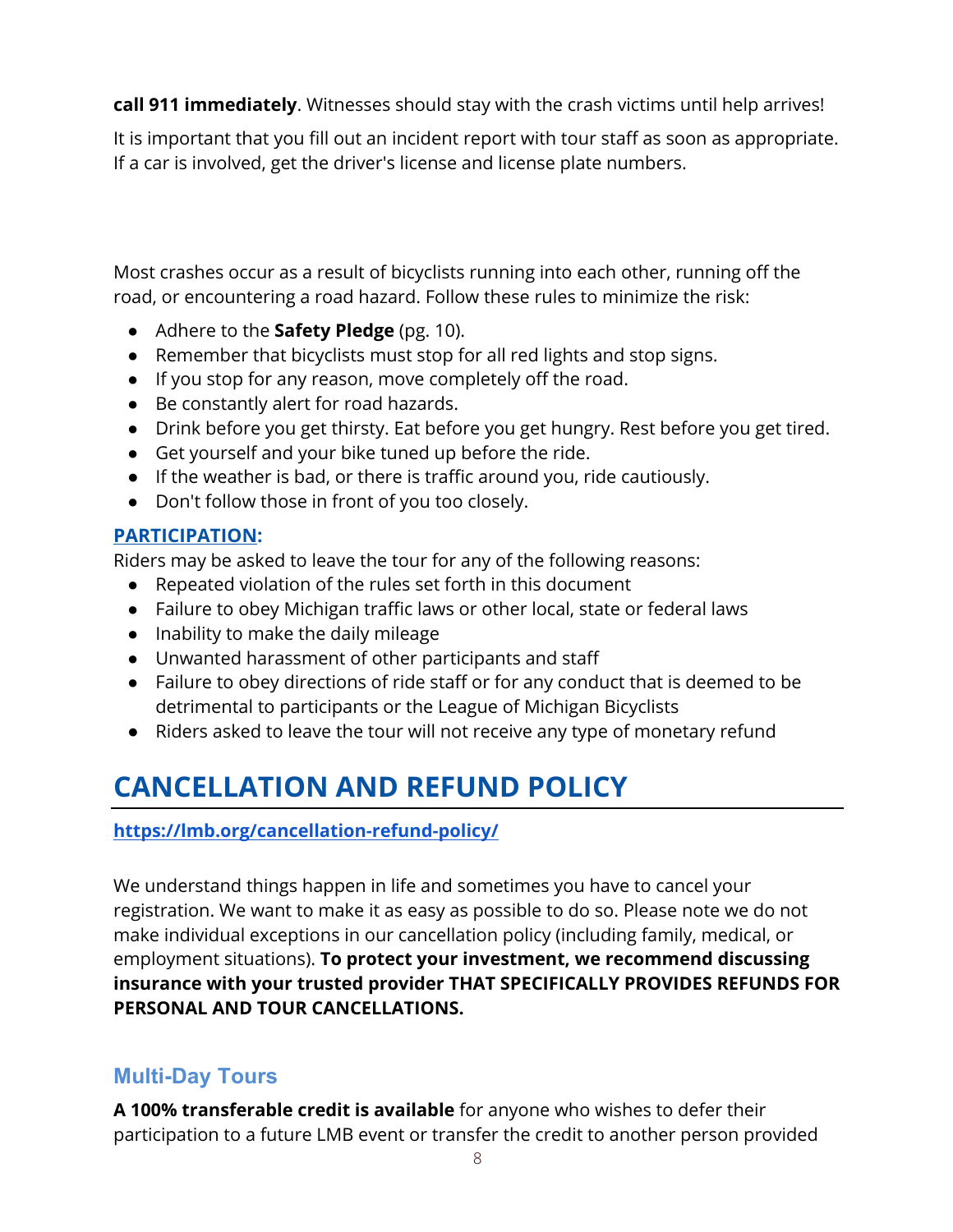**call 911 immediately**. Witnesses should stay with the crash victims until help arrives!

It is important that you fill out an incident report with tour staff as soon as appropriate. If a car is involved, get the driver's license and license plate numbers.

Most crashes occur as a result of bicyclists running into each other, running off the road, or encountering a road hazard. Follow these rules to minimize the risk:

- Adhere to the **Safety Pledge** (pg. 10).
- Remember that bicyclists must stop for all red lights and stop signs.
- If you stop for any reason, move completely off the road.
- Be constantly alert for road hazards.
- Drink before you get thirsty. Eat before you get hungry. Rest before you get tired.
- Get yourself and your bike tuned up before the ride.
- If the weather is bad, or there is traffic around you, ride cautiously.
- Don't follow those in front of you too closely.

**PARTICIPATION:**

Riders may be asked to leave the tour for any of the following reasons:

- Repeated violation of the rules set forth in this document
- Failure to obey Michigan traffic laws or other local, state or federal laws
- Inability to make the daily mileage
- Unwanted harassment of other participants and staff
- Failure to obey directions of ride staff or for any conduct that is deemed to be detrimental to participants or the League of Michigan Bicyclists
- Riders asked to leave the tour will not receive any type of monetary refund

# CANCELLATION AND REFUND POLICY

**https://lmb.org/cancellation-refund-policy/**

We understand things happen in life and sometimes you have to cancel your registration. We want to make it as easy as possible to do so. Please note we do not make individual exceptions in our cancellation policy (including family, medical, or employment situations). **To protect your investment, we recommend discussing insurance with your trusted provider THAT SPECIFICALLY PROVIDES REFUNDS FOR PERSONAL AND TOUR CANCELLATIONS.**

## Multi-Day Tours

**A 100% transferable credit is available** for anyone who wishes to defer their participation to a future LMB event or transfer the credit to another person provided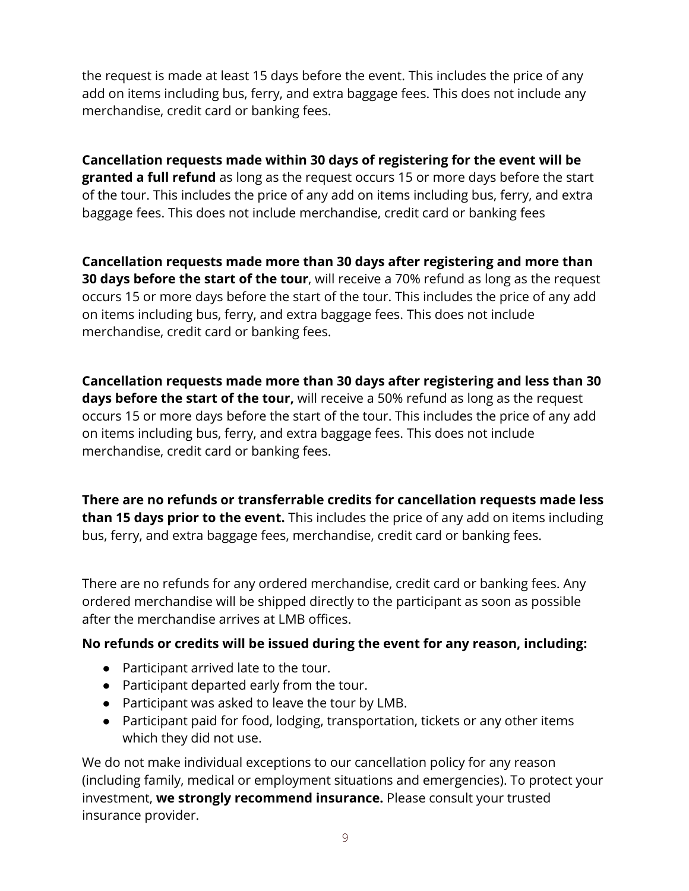the request is made at least 15 days before the event. This includes the price of any add on items including bus, ferry, and extra baggage fees. This does not include any merchandise, credit card or banking fees.

**Cancellation requests made within 30 days of registering for the event will be granted a full refund** as long as the request occurs 15 or more days before the start of the tour. This includes the price of any add on items including bus, ferry, and extra baggage fees. This does not include merchandise, credit card or banking fees

**Cancellation requests made more than 30 days after registering and more than 30 days before the start of the tour**, will receive a 70% refund as long as the request occurs 15 or more days before the start of the tour. This includes the price of any add on items including bus, ferry, and extra baggage fees. This does not include merchandise, credit card or banking fees.

**Cancellation requests made more than 30 days after registering and less than 30 days before the start of the tour,** will receive a 50% refund as long as the request occurs 15 or more days before the start of the tour. This includes the price of any add on items including bus, ferry, and extra baggage fees. This does not include merchandise, credit card or banking fees.

**There are no refunds or transferrable credits for cancellation requests made less than 15 days prior to the event.** This includes the price of any add on items including bus, ferry, and extra baggage fees, merchandise, credit card or banking fees.

There are no refunds for any ordered merchandise, credit card or banking fees. Any ordered merchandise will be shipped directly to the participant as soon as possible after the merchandise arrives at LMB offices.

**No refunds or credits will be issued during the event for any reason, including:**

- Participant arrived late to the tour.
- Participant departed early from the tour.
- Participant was asked to leave the tour by LMB.
- Participant paid for food, lodging, transportation, tickets or any other items which they did not use.

We do not make individual exceptions to our cancellation policy for any reason (including family, medical or employment situations and emergencies). To protect your investment, **we strongly recommend insurance.** Please consult your trusted insurance provider.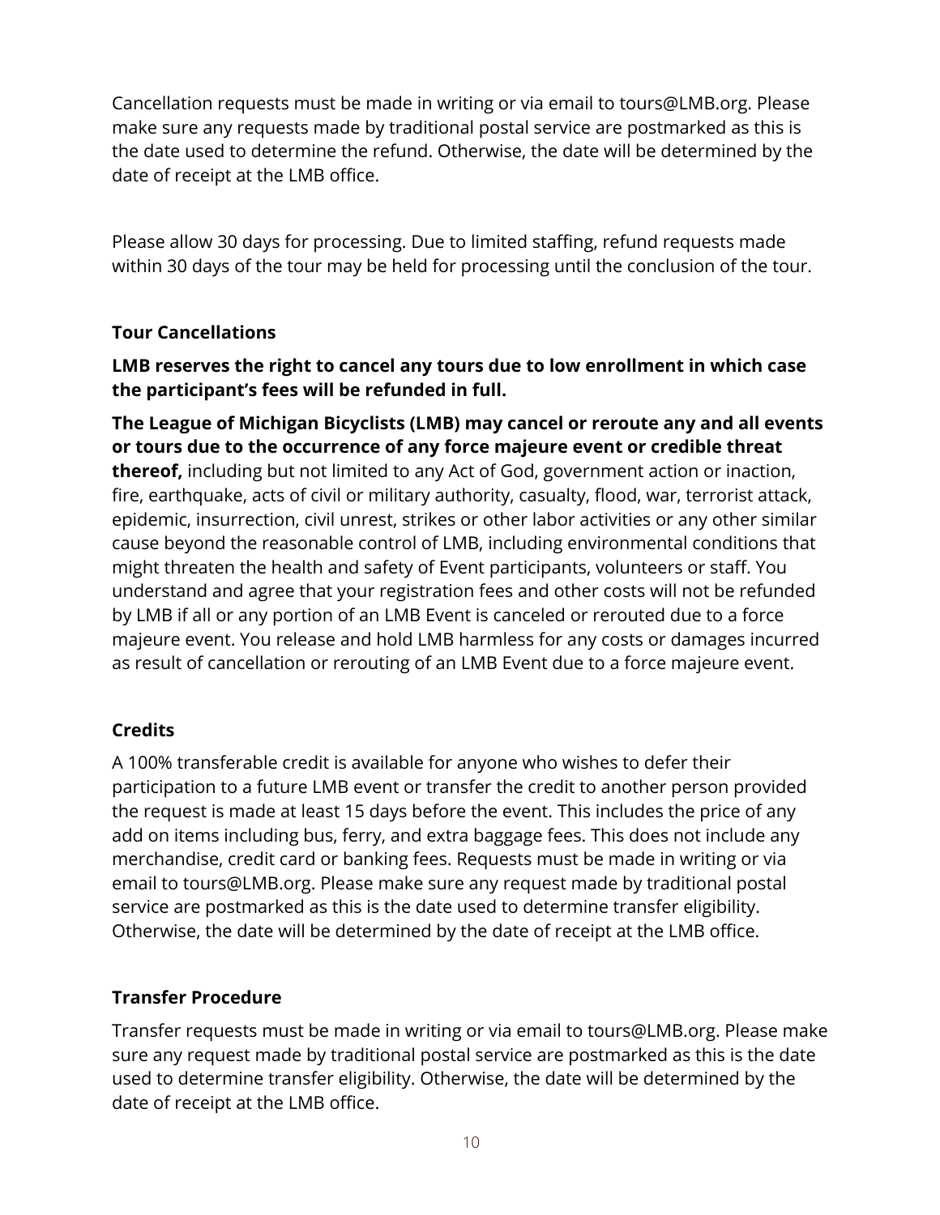Cancellation requests must be made in writing or via email to tours@LMB.org. Please make sure any requests made by traditional postal service are postmarked as this is the date used to determine the refund. Otherwise, the date will be determined by the date of receipt at the LMB office.

Please allow 30 days for processing. Due to limited staffing, refund requests made within 30 days of the tour may be held for processing until the conclusion of the tour.

### Tour Cancellations

**LMB reserves the right to cancel any tours due to low enrollment in which case the participant's fees will be refunded in full.**

**The League of Michigan Bicyclists (LMB) may cancel or reroute any and all events or tours due to the occurrence of any force majeure event or credible threat thereof,** including but not limited to any Act of God, government action or inaction, fire, earthquake, acts of civil or military authority, casualty, flood, war, terrorist attack, epidemic, insurrection, civil unrest, strikes or other labor activities or any other similar cause beyond the reasonable control of LMB, including environmental conditions that might threaten the health and safety of Event participants, volunteers or staff. You understand and agree that your registration fees and other costs will not be refunded by LMB if all or any portion of an LMB Event is canceled or rerouted due to a force majeure event. You release and hold LMB harmless for any costs or damages incurred as result of cancellation or rerouting of an LMB Event due to a force majeure event.

### Credits

A 100% transferable credit is available for anyone who wishes to defer their participation to a future LMB event or transfer the credit to another person provided the request is made at least 15 days before the event. This includes the price of any add on items including bus, ferry, and extra baggage fees. This does not include any merchandise, credit card or banking fees. Requests must be made in writing or via email to tours@LMB.org. Please make sure any request made by traditional postal service are postmarked as this is the date used to determine transfer eligibility. Otherwise, the date will be determined by the date of receipt at the LMB office.

### Transfer Procedure

Transfer requests must be made in writing or via email to tours@LMB.org. Please make sure any request made by traditional postal service are postmarked as this is the date used to determine transfer eligibility. Otherwise, the date will be determined by the date of receipt at the LMB office.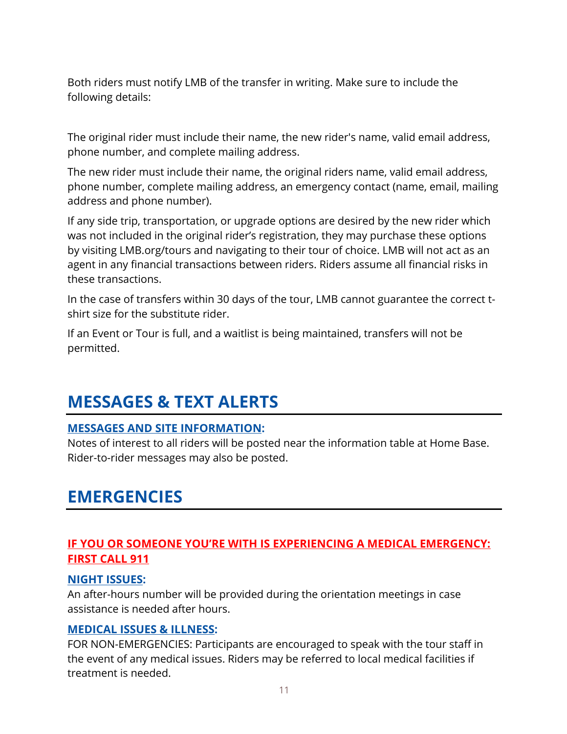Both riders must notify LMB of the transfer in writing. Make sure to include the following details:

The original rider must include their name, the new rider's name, valid email address, phone number, and complete mailing address.

The new rider must include their name, the original riders name, valid email address, phone number, complete mailing address, an emergency contact (name, email, mailing address and phone number).

If any side trip, transportation, or upgrade options are desired by the new rider which was not included in the original rider's registration, they may purchase these options by visiting LMB.org/tours and navigating to their tour of choice. LMB will not act as an agent in any financial transactions between riders. Riders assume all financial risks in these transactions.

In the case of transfers within 30 days of the tour, LMB cannot guarantee the correct t-shirt size for the substitute rider.

If an Event or Tour is full, and a waitlist is being maintained, transfers will not be permitted.

# MESSAGES & TEXT ALERTS

### MESSAGES AND SITE INFORMATION:

Notes of interest to all riders will be posted near the information table at Home Base. Rider-to-rider messages may also be posted.

# EMERGENCIES

### IF YOU OR SOMEONE YOU'RE WITH IS EXPERIENCING A MEDICAL EMERGENCY: FIRST CALL 911

### NIGHT ISSUES:

An after-hours number will be provided during the orientation meetings in case assistance is needed after hours.

### MEDICAL ISSUES & ILLNESS:

FOR NON-EMERGENCIES: Participants are encouraged to speak with the tour staff in the event of any medical issues. Riders may be referred to local medical facilities if treatment is needed.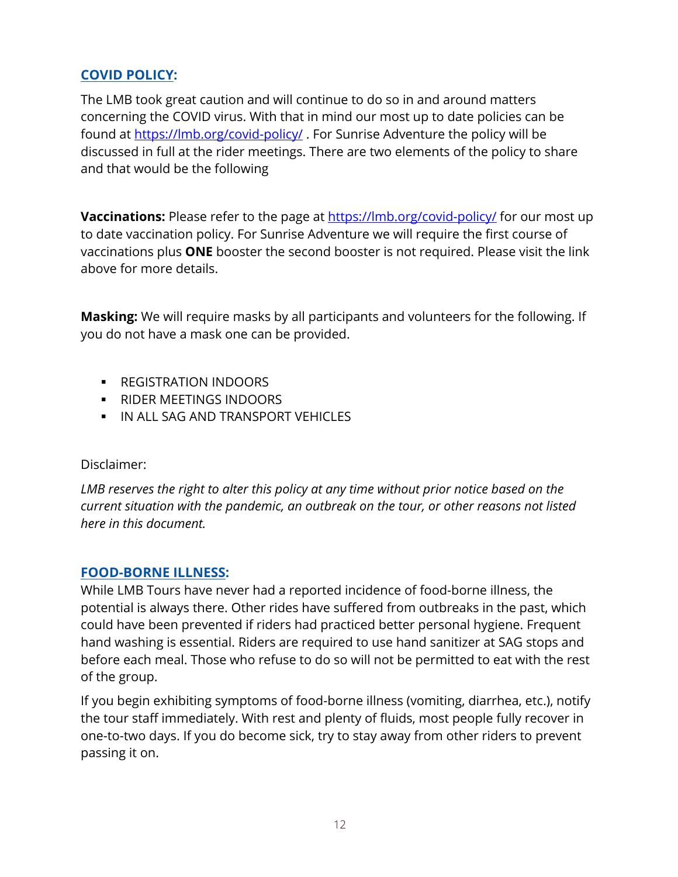## [COVID POLICY](#):

The LMB took great caution and will continue to do so in and around matters concerning the COVID virus. With that in mind our most up to date policies can be found at [https://lmb.org/covid-policy/](https://lmb.org/covid-policy/) . For Sunrise Adventure the policy will be discussed in full at the rider meetings. There are two elements of the policy to share and that would be the following

**Vaccinations:** Please refer to the page at [https://lmb.org/covid-policy/](https://lmb.org/covid-policy/) for our most up to date vaccination policy. For Sunrise Adventure we will require the first course of vaccinations plus **ONE** booster the second booster is not required. Please visit the link above for more details.

**Masking:** We will require masks by all participants and volunteers for the following. If you do not have a mask one can be provided.

- REGISTRATION INDOORS
- RIDER MEETINGS INDOORS
- IN ALL SAG AND TRANSPORT VEHICLES

Disclaimer:

*LMB reserves the right to alter this policy at any time without prior notice based on the current situation with the pandemic, an outbreak on the tour, or other reasons not listed here in this document.*

## [FOOD-BORNE ILLNESS](#):

While LMB Tours have never had a reported incidence of food-borne illness, the potential is always there. Other rides have suffered from outbreaks in the past, which could have been prevented if riders had practiced better personal hygiene. Frequent hand washing is essential. Riders are required to use hand sanitizer at SAG stops and before each meal. Those who refuse to do so will not be permitted to eat with the rest of the group.

If you begin exhibiting symptoms of food-borne illness (vomiting, diarrhea, etc.), notify the tour staff immediately. With rest and plenty of fluids, most people fully recover in one-to-two days. If you do become sick, try to stay away from other riders to prevent passing it on.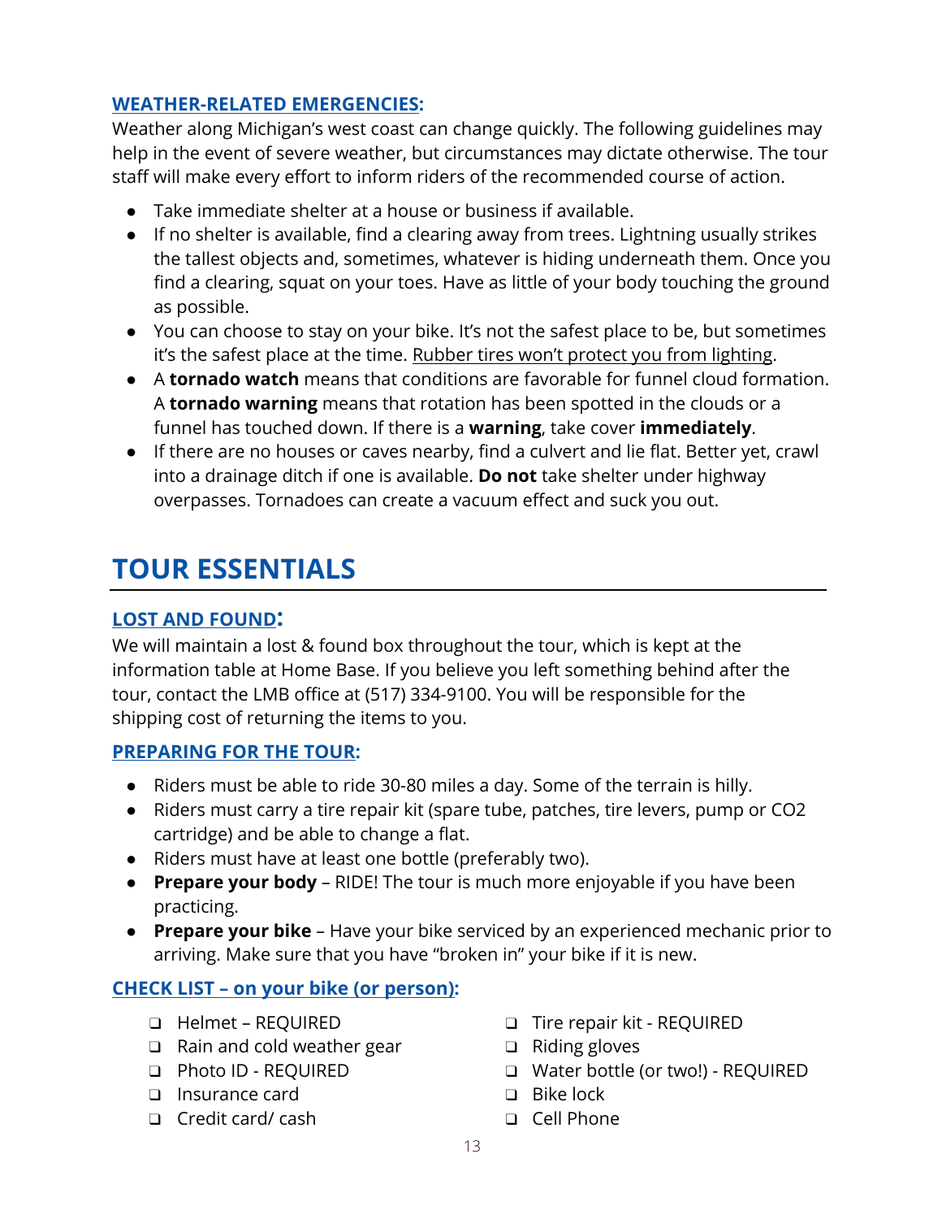### WEATHER-RELATED EMERGENCIES:

Weather along Michigan's west coast can change quickly. The following guidelines may help in the event of severe weather, but circumstances may dictate otherwise. The tour staff will make every effort to inform riders of the recommended course of action.

- Take immediate shelter at a house or business if available.
- If no shelter is available, find a clearing away from trees. Lightning usually strikes the tallest objects and, sometimes, whatever is hiding underneath them. Once you find a clearing, squat on your toes. Have as little of your body touching the ground as possible.
- You can choose to stay on your bike. It's not the safest place to be, but sometimes it's the safest place at the time. Rubber tires won't protect you from lighting.
- A **tornado watch** means that conditions are favorable for funnel cloud formation. A **tornado warning** means that rotation has been spotted in the clouds or a funnel has touched down. If there is a **warning**, take cover **immediately**.
- If there are no houses or caves nearby, find a culvert and lie flat. Better yet, crawl into a drainage ditch if one is available. **Do not** take shelter under highway overpasses. Tornadoes can create a vacuum effect and suck you out.

# TOUR ESSENTIALS

### LOST AND FOUND:

We will maintain a lost & found box throughout the tour, which is kept at the information table at Home Base. If you believe you left something behind after the tour, contact the LMB office at (517) 334-9100. You will be responsible for the shipping cost of returning the items to you.

### PREPARING FOR THE TOUR:

- Riders must be able to ride 30-80 miles a day. Some of the terrain is hilly.
- Riders must carry a tire repair kit (spare tube, patches, tire levers, pump or $CO_2$ cartridge) and be able to change a flat.
- Riders must have at least one bottle (preferably two).
- **Prepare your body** – RIDE! The tour is much more enjoyable if you have been practicing.
- **Prepare your bike** – Have your bike serviced by an experienced mechanic prior to arriving. Make sure that you have "broken in" your bike if it is new.

### CHECK LIST – on your bike (or person):

- ❑ Helmet – REQUIRED
- ❑ Rain and cold weather gear
- ❑ Photo ID - REQUIRED
- ❑ Insurance card
- ❑ Credit card/ cash
- ❑ Tire repair kit - REQUIRED
- ❑ Riding gloves
- ❑ Water bottle (or two!) - REQUIRED
- ❑ Bike lock
- ❑ Cell Phone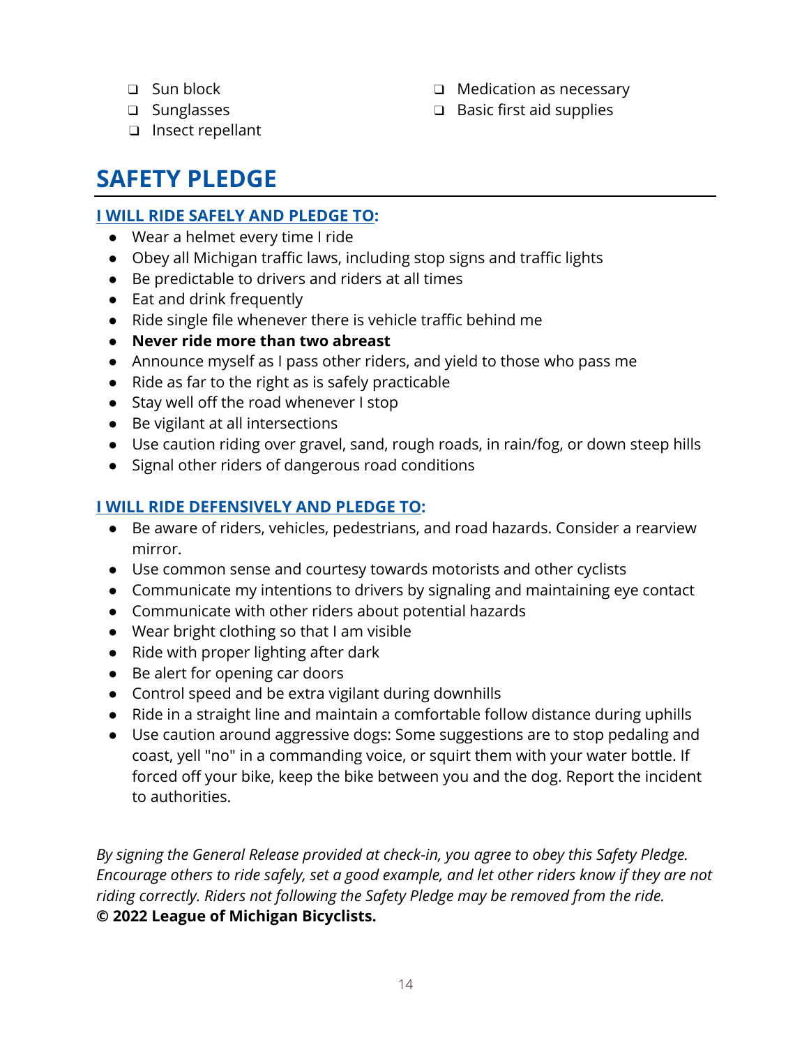- ❑ Sun block
- ❑ Sunglasses
- ❑ Insect repellant
- ❑ Medication as necessary
- ❑ Basic first aid supplies

# SAFETY PLEDGE

## I WILL RIDE SAFELY AND PLEDGE TO:

- Wear a helmet every time I ride
- Obey all Michigan traffic laws, including stop signs and traffic lights
- Be predictable to drivers and riders at all times
- Eat and drink frequently
- Ride single file whenever there is vehicle traffic behind me
- **Never ride more than two abreast**
- Announce myself as I pass other riders, and yield to those who pass me
- Ride as far to the right as is safely practicable
- Stay well off the road whenever I stop
- Be vigilant at all intersections
- Use caution riding over gravel, sand, rough roads, in rain/fog, or down steep hills
- Signal other riders of dangerous road conditions

## I WILL RIDE DEFENSIVELY AND PLEDGE TO:

- Be aware of riders, vehicles, pedestrians, and road hazards. Consider a rearview mirror.
- Use common sense and courtesy towards motorists and other cyclists
- Communicate my intentions to drivers by signaling and maintaining eye contact
- Communicate with other riders about potential hazards
- Wear bright clothing so that I am visible
- Ride with proper lighting after dark
- Be alert for opening car doors
- Control speed and be extra vigilant during downhills
- Ride in a straight line and maintain a comfortable follow distance during uphills
- Use caution around aggressive dogs: Some suggestions are to stop pedaling and coast, yell "no" in a commanding voice, or squirt them with your water bottle. If forced off your bike, keep the bike between you and the dog. Report the incident to authorities.

*By signing the General Release provided at check-in, you agree to obey this Safety Pledge. Encourage others to ride safely, set a good example, and let other riders know if they are not riding correctly. Riders not following the Safety Pledge may be removed from the ride.*
**© 2022 League of Michigan Bicyclists.**